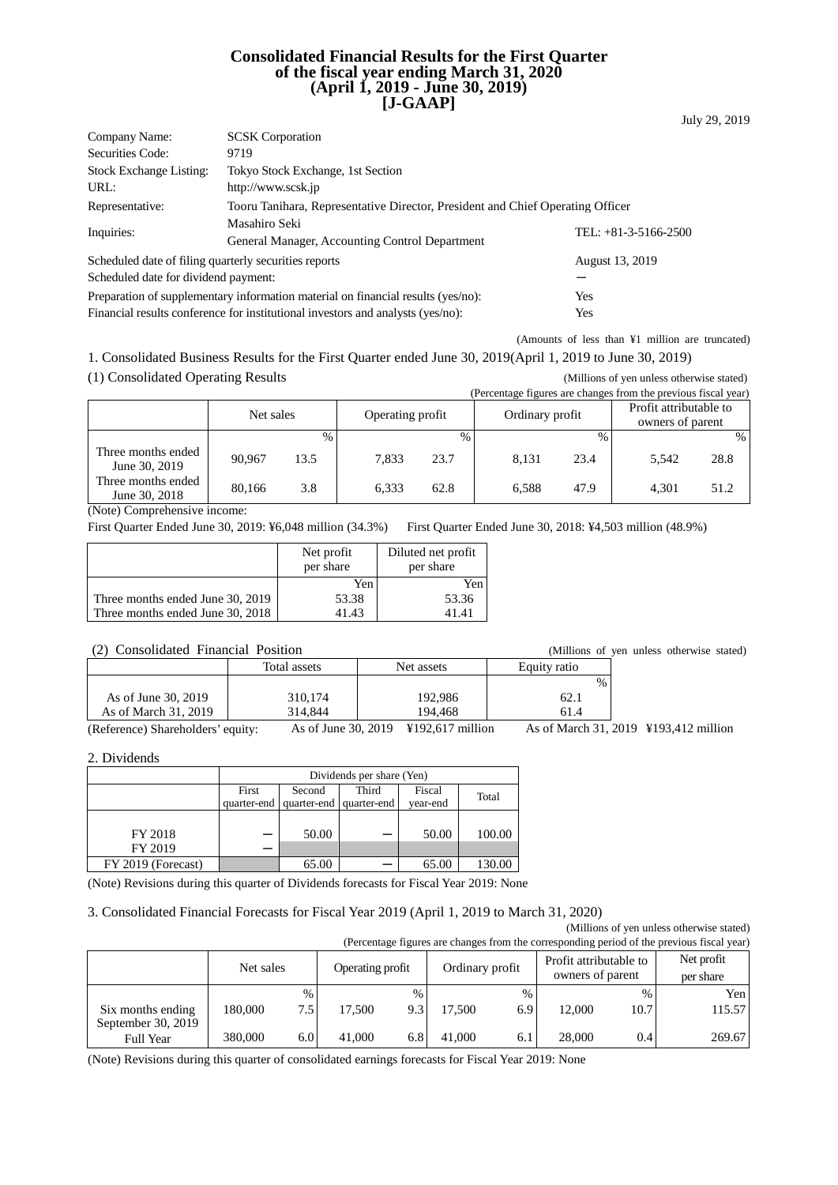# Consolidated Financial Results for the First Quarter of the fiscal year ending March 31, 2020 (April 1, 2019 - June 30, 2019) [J-GAAP]

July 29, 2019

| | | |
|---|---|---|
| Company Name: | SCSK Corporation | |
| Securities Code: | 9719 | |
| Stock Exchange Listing: | Tokyo Stock Exchange, 1st Section | |
| URL: | http://www.scsk.jp | |
| Representative: | Tooru Tanihara, Representative Director, President and Chief Operating Officer | |
| Inquiries: | Masahiro Seki<br>General Manager, Accounting Control Department | TEL: +81-3-5166-2500 |
| Scheduled date of filing quarterly securities reports | | August 13, 2019 |
| Scheduled date for dividend payment: | | ― |
| Preparation of supplementary information material on financial results (yes/no): | | Yes |
| Financial results conference for institutional investors and analysts (yes/no): | | Yes |

(Amounts of less than ¥1 million are truncated)

## 1. Consolidated Business Results for the First Quarter ended June 30, 2019(April 1, 2019 to June 30, 2019)

### (1) Consolidated Operating Results

(Millions of yen unless otherwise stated)
(Percentage figures are changes from the previous fiscal year)

| | Net sales | | Operating profit | | Ordinary profit | | Profit attributable to owners of parent | |
|---|---|---|---|---|---|---|---|---|
| | | % | | % | | % | | % |
| Three months ended June 30, 2019 | 90,967 | 13.5 | 7,833 | 23.7 | 8,131 | 23.4 | 5,542 | 28.8 |
| Three months ended June 30, 2018 | 80,166 | 3.8 | 6,333 | 62.8 | 6,588 | 47.9 | 4,301 | 51.2 |

(Note) Comprehensive income:
First Quarter Ended June 30, 2019: ¥6,048 million (34.3%) First Quarter Ended June 30, 2018: ¥4,503 million (48.9%)

| | Net profit per share | Diluted net profit per share |
|---|---|---|
| | Yen | Yen |
| Three months ended June 30, 2019 | 53.38 | 53.36 |
| Three months ended June 30, 2018 | 41.43 | 41.41 |

### (2) Consolidated Financial Position

(Millions of yen unless otherwise stated)

| | Total assets | Net assets | Equity ratio |
|---|---|---|---|
| | | | % |
| As of June 30, 2019 | 310,174 | 192,986 | 62.1 |
| As of March 31, 2019 | 314,844 | 194,468 | 61.4 |

(Reference) Shareholders' equity: As of June 30, 2019 ¥192,617 million As of March 31, 2019 ¥193,412 million

## 2. Dividends

| | Dividends per share (Yen) | | | | |
|---|---|---|---|---|---|
| | First quarter-end | Second quarter-end | Third quarter-end | Fiscal year-end | Total |
| FY 2018 | ― | 50.00 | ― | 50.00 | 100.00 |
| FY 2019 | ― | | | | |
| FY 2019 (Forecast) | | 65.00 | ― | 65.00 | 130.00 |

(Note) Revisions during this quarter of Dividends forecasts for Fiscal Year 2019: None

## 3. Consolidated Financial Forecasts for Fiscal Year 2019 (April 1, 2019 to March 31, 2020)

(Millions of yen unless otherwise stated)
(Percentage figures are changes from the corresponding period of the previous fiscal year)

| | Net sales | | Operating profit | | Ordinary profit | | Profit attributable to owners of parent | | Net profit per share |
|---|---|---|---|---|---|---|---|---|---|
| | | % | | % | | % | | % | Yen |
| Six months ending September 30, 2019 | 180,000 | 7.5 | 17,500 | 9.3 | 17,500 | 6.9 | 12,000 | 10.7 | 115.57 |
| Full Year | 380,000 | 6.0 | 41,000 | 6.8 | 41,000 | 6.1 | 28,000 | 0.4 | 269.67 |

(Note) Revisions during this quarter of consolidated earnings forecasts for Fiscal Year 2019: None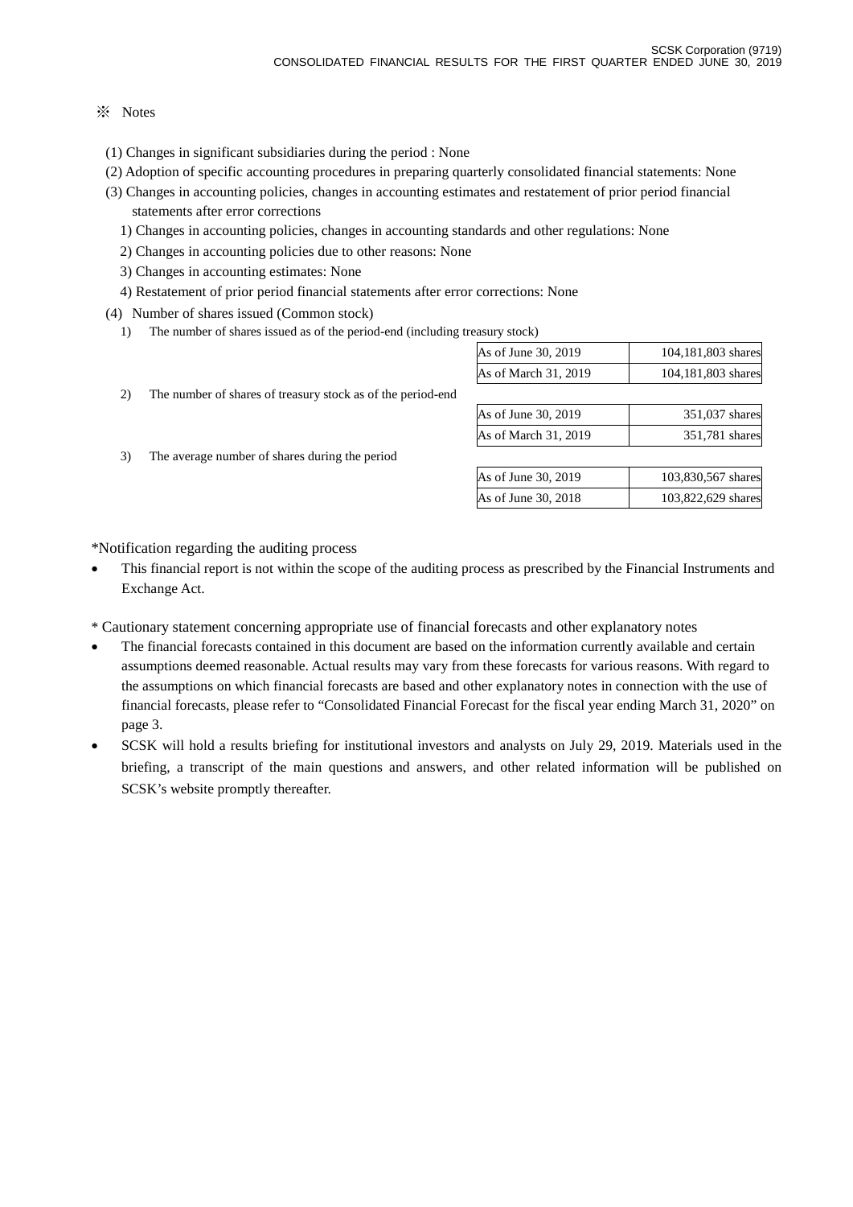※ Notes

(1) Changes in significant subsidiaries during the period : None

(2) Adoption of specific accounting procedures in preparing quarterly consolidated financial statements: None

(3) Changes in accounting policies, changes in accounting estimates and restatement of prior period financial statements after error corrections

1) Changes in accounting policies, changes in accounting standards and other regulations: None

2) Changes in accounting policies due to other reasons: None

3) Changes in accounting estimates: None

4) Restatement of prior period financial statements after error corrections: None

(4) Number of shares issued (Common stock)

1) The number of shares issued as of the period-end (including treasury stock)

| | |
|---|---|
| As of June 30, 2019 | 104,181,803 shares |
| As of March 31, 2019 | 104,181,803 shares |

2) The number of shares of treasury stock as of the period-end

| | |
|---|---|
| As of June 30, 2019 | 351,037 shares |
| As of March 31, 2019 | 351,781 shares |

3) The average number of shares during the period

| | |
|---|---|
| As of June 30, 2019 | 103,830,567 shares |
| As of June 30, 2018 | 103,822,629 shares |

*Notification regarding the auditing process

- This financial report is not within the scope of the auditing process as prescribed by the Financial Instruments and Exchange Act.

* Cautionary statement concerning appropriate use of financial forecasts and other explanatory notes

- The financial forecasts contained in this document are based on the information currently available and certain assumptions deemed reasonable. Actual results may vary from these forecasts for various reasons. With regard to the assumptions on which financial forecasts are based and other explanatory notes in connection with the use of financial forecasts, please refer to "Consolidated Financial Forecast for the fiscal year ending March 31, 2020" on page 3.
- SCSK will hold a results briefing for institutional investors and analysts on July 29, 2019. Materials used in the briefing, a transcript of the main questions and answers, and other related information will be published on SCSK's website promptly thereafter.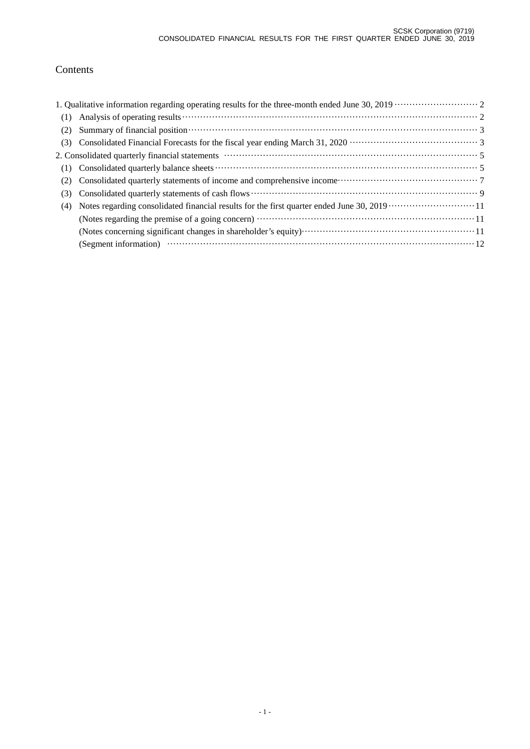## Contents

1. Qualitative information regarding operating results for the three-month ended June 30, 2019 ··· 2
   - (1) Analysis of operating results ··· 2
   - (2) Summary of financial position ··· 3
   - (3) Consolidated Financial Forecasts for the fiscal year ending March 31, 2020 ··· 3
2. Consolidated quarterly financial statements ··· 5
   - (1) Consolidated quarterly balance sheets ··· 5
   - (2) Consolidated quarterly statements of income and comprehensive income ··· 7
   - (3) Consolidated quarterly statements of cash flows ··· 9
   - (4) Notes regarding consolidated financial results for the first quarter ended June 30, 2019 ··· 11
     - (Notes regarding the premise of a going concern) ··· 11
     - (Notes concerning significant changes in shareholder's equity) ··· 11
     - (Segment information) ··· 12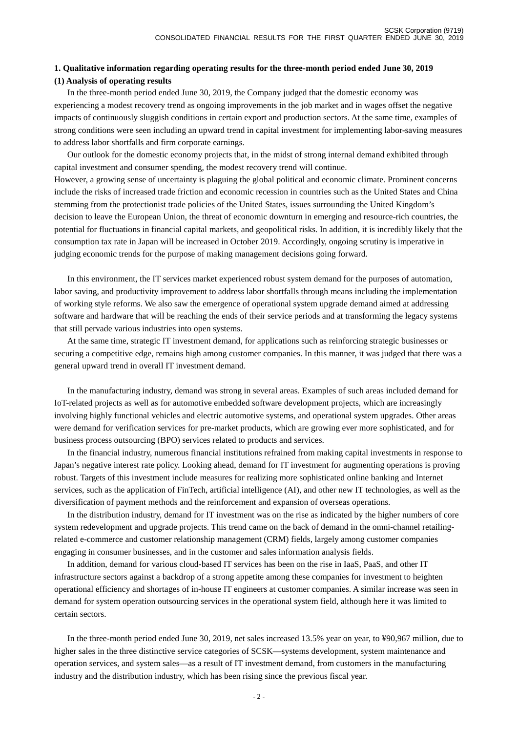## 1. Qualitative information regarding operating results for the three-month period ended June 30, 2019

### (1) Analysis of operating results

In the three-month period ended June 30, 2019, the Company judged that the domestic economy was experiencing a modest recovery trend as ongoing improvements in the job market and in wages offset the negative impacts of continuously sluggish conditions in certain export and production sectors. At the same time, examples of strong conditions were seen including an upward trend in capital investment for implementing labor-saving measures to address labor shortfalls and firm corporate earnings.

Our outlook for the domestic economy projects that, in the midst of strong internal demand exhibited through capital investment and consumer spending, the modest recovery trend will continue.
However, a growing sense of uncertainty is plaguing the global political and economic climate. Prominent concerns include the risks of increased trade friction and economic recession in countries such as the United States and China stemming from the protectionist trade policies of the United States, issues surrounding the United Kingdom's decision to leave the European Union, the threat of economic downturn in emerging and resource-rich countries, the potential for fluctuations in financial capital markets, and geopolitical risks. In addition, it is incredibly likely that the consumption tax rate in Japan will be increased in October 2019. Accordingly, ongoing scrutiny is imperative in judging economic trends for the purpose of making management decisions going forward.

In this environment, the IT services market experienced robust system demand for the purposes of automation, labor saving, and productivity improvement to address labor shortfalls through means including the implementation of working style reforms. We also saw the emergence of operational system upgrade demand aimed at addressing software and hardware that will be reaching the ends of their service periods and at transforming the legacy systems that still pervade various industries into open systems.

At the same time, strategic IT investment demand, for applications such as reinforcing strategic businesses or securing a competitive edge, remains high among customer companies. In this manner, it was judged that there was a general upward trend in overall IT investment demand.

In the manufacturing industry, demand was strong in several areas. Examples of such areas included demand for IoT-related projects as well as for automotive embedded software development projects, which are increasingly involving highly functional vehicles and electric automotive systems, and operational system upgrades. Other areas were demand for verification services for pre-market products, which are growing ever more sophisticated, and for business process outsourcing (BPO) services related to products and services.

In the financial industry, numerous financial institutions refrained from making capital investments in response to Japan's negative interest rate policy. Looking ahead, demand for IT investment for augmenting operations is proving robust. Targets of this investment include measures for realizing more sophisticated online banking and Internet services, such as the application of FinTech, artificial intelligence (AI), and other new IT technologies, as well as the diversification of payment methods and the reinforcement and expansion of overseas operations.

In the distribution industry, demand for IT investment was on the rise as indicated by the higher numbers of core system redevelopment and upgrade projects. This trend came on the back of demand in the omni-channel retailing-related e-commerce and customer relationship management (CRM) fields, largely among customer companies engaging in consumer businesses, and in the customer and sales information analysis fields.

In addition, demand for various cloud-based IT services has been on the rise in IaaS, PaaS, and other IT infrastructure sectors against a backdrop of a strong appetite among these companies for investment to heighten operational efficiency and shortages of in-house IT engineers at customer companies. A similar increase was seen in demand for system operation outsourcing services in the operational system field, although here it was limited to certain sectors.

In the three-month period ended June 30, 2019, net sales increased 13.5% year on year, to ¥90,967 million, due to higher sales in the three distinctive service categories of SCSK—systems development, system maintenance and operation services, and system sales—as a result of IT investment demand, from customers in the manufacturing industry and the distribution industry, which has been rising since the previous fiscal year.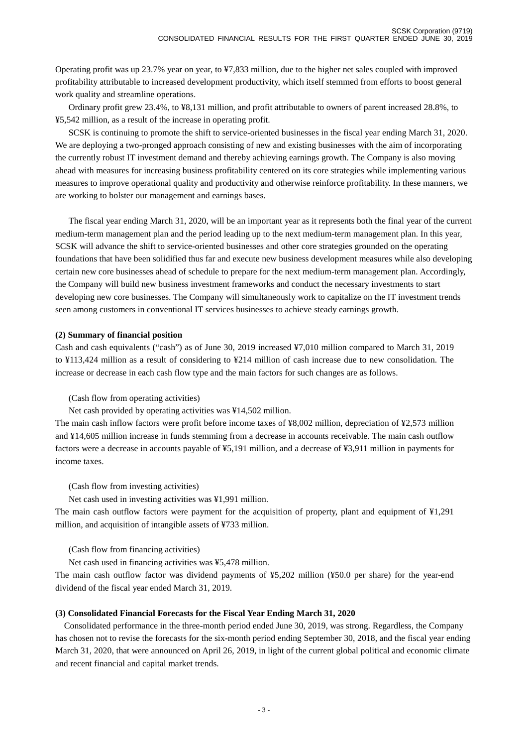Operating profit was up 23.7% year on year, to ¥7,833 million, due to the higher net sales coupled with improved profitability attributable to increased development productivity, which itself stemmed from efforts to boost general work quality and streamline operations.

Ordinary profit grew 23.4%, to ¥8,131 million, and profit attributable to owners of parent increased 28.8%, to ¥5,542 million, as a result of the increase in operating profit.

SCSK is continuing to promote the shift to service-oriented businesses in the fiscal year ending March 31, 2020. We are deploying a two-pronged approach consisting of new and existing businesses with the aim of incorporating the currently robust IT investment demand and thereby achieving earnings growth. The Company is also moving ahead with measures for increasing business profitability centered on its core strategies while implementing various measures to improve operational quality and productivity and otherwise reinforce profitability. In these manners, we are working to bolster our management and earnings bases.

The fiscal year ending March 31, 2020, will be an important year as it represents both the final year of the current medium-term management plan and the period leading up to the next medium-term management plan. In this year, SCSK will advance the shift to service-oriented businesses and other core strategies grounded on the operating foundations that have been solidified thus far and execute new business development measures while also developing certain new core businesses ahead of schedule to prepare for the next medium-term management plan. Accordingly, the Company will build new business investment frameworks and conduct the necessary investments to start developing new core businesses. The Company will simultaneously work to capitalize on the IT investment trends seen among customers in conventional IT services businesses to achieve steady earnings growth.

**(2) Summary of financial position**

Cash and cash equivalents ("cash") as of June 30, 2019 increased ¥7,010 million compared to March 31, 2019 to ¥113,424 million as a result of considering to ¥214 million of cash increase due to new consolidation. The increase or decrease in each cash flow type and the main factors for such changes are as follows.

(Cash flow from operating activities)

Net cash provided by operating activities was ¥14,502 million.

The main cash inflow factors were profit before income taxes of ¥8,002 million, depreciation of ¥2,573 million and ¥14,605 million increase in funds stemming from a decrease in accounts receivable. The main cash outflow factors were a decrease in accounts payable of ¥5,191 million, and a decrease of ¥3,911 million in payments for income taxes.

(Cash flow from investing activities)

Net cash used in investing activities was ¥1,991 million.

The main cash outflow factors were payment for the acquisition of property, plant and equipment of ¥1,291 million, and acquisition of intangible assets of ¥733 million.

(Cash flow from financing activities)

Net cash used in financing activities was ¥5,478 million.

The main cash outflow factor was dividend payments of ¥5,202 million (¥50.0 per share) for the year-end dividend of the fiscal year ended March 31, 2019.

**(3) Consolidated Financial Forecasts for the Fiscal Year Ending March 31, 2020**

Consolidated performance in the three-month period ended June 30, 2019, was strong. Regardless, the Company has chosen not to revise the forecasts for the six-month period ending September 30, 2018, and the fiscal year ending March 31, 2020, that were announced on April 26, 2019, in light of the current global political and economic climate and recent financial and capital market trends.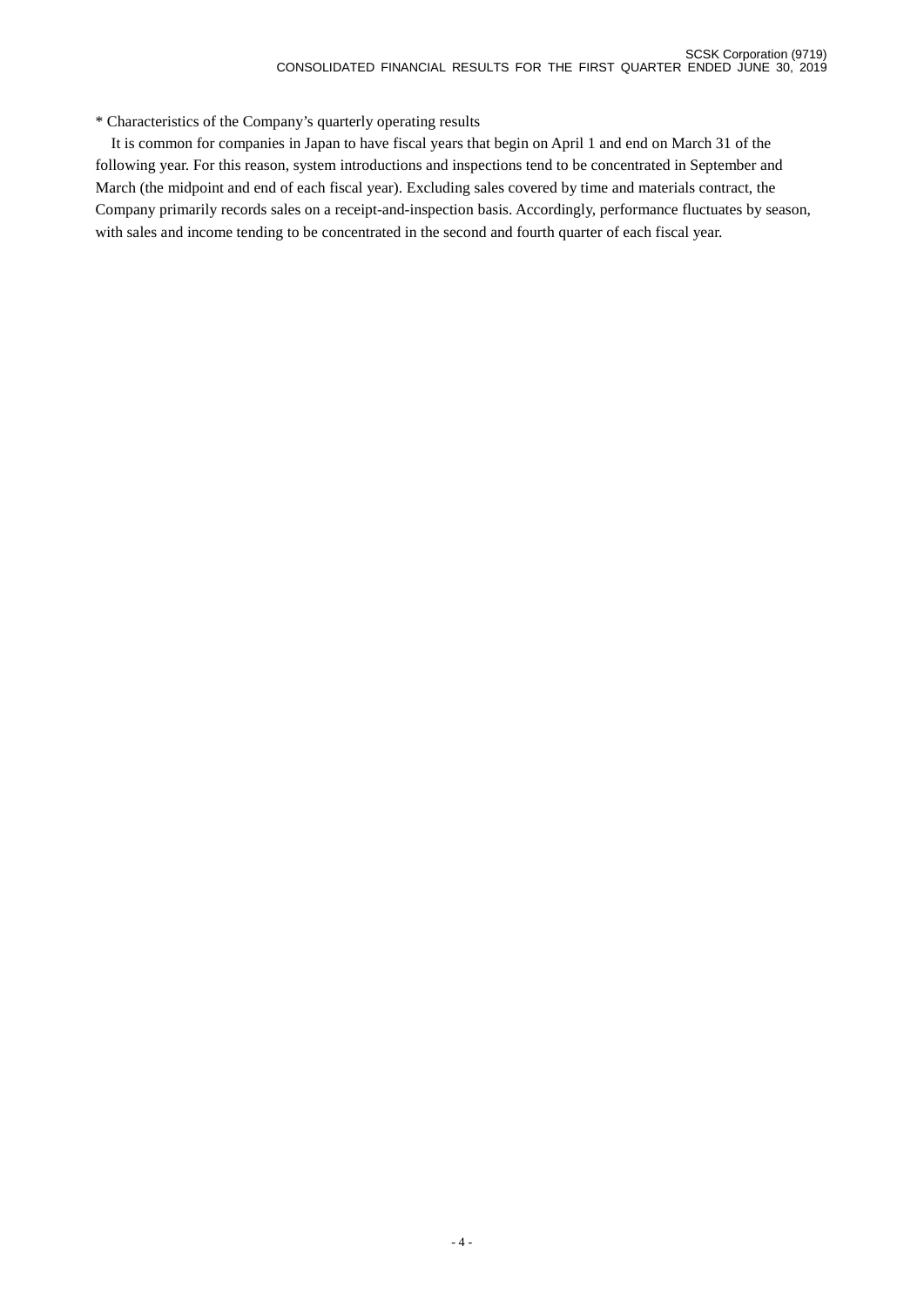* Characteristics of the Company's quarterly operating results

It is common for companies in Japan to have fiscal years that begin on April 1 and end on March 31 of the following year. For this reason, system introductions and inspections tend to be concentrated in September and March (the midpoint and end of each fiscal year). Excluding sales covered by time and materials contract, the Company primarily records sales on a receipt-and-inspection basis. Accordingly, performance fluctuates by season, with sales and income tending to be concentrated in the second and fourth quarter of each fiscal year.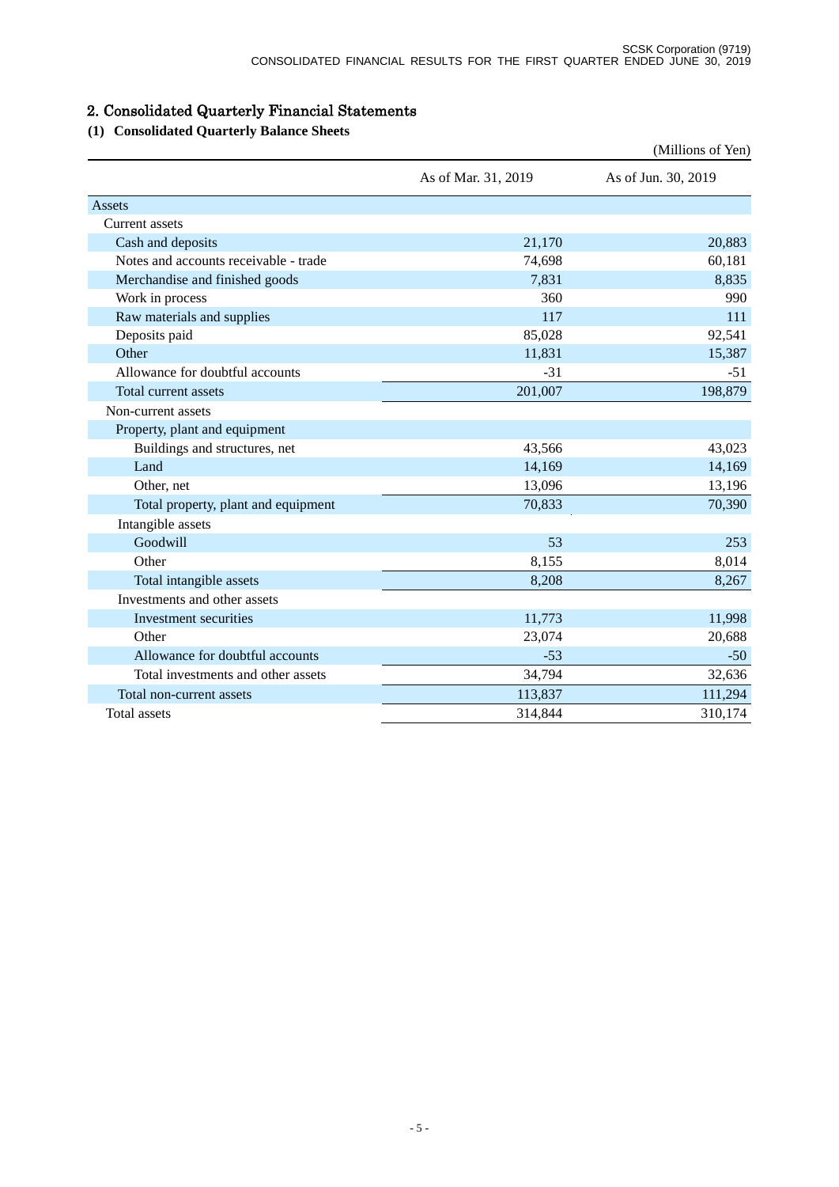## 2. Consolidated Quarterly Financial Statements

### (1) Consolidated Quarterly Balance Sheets

(Millions of Yen)

| | As of Mar. 31, 2019 | As of Jun. 30, 2019 |
|---|---|---|
| Assets | | |
| Current assets | | |
| Cash and deposits | 21,170 | 20,883 |
| Notes and accounts receivable - trade | 74,698 | 60,181 |
| Merchandise and finished goods | 7,831 | 8,835 |
| Work in process | 360 | 990 |
| Raw materials and supplies | 117 | 111 |
| Deposits paid | 85,028 | 92,541 |
| Other | 11,831 | 15,387 |
| Allowance for doubtful accounts | -31 | -51 |
| Total current assets | 201,007 | 198,879 |
| Non-current assets | | |
| Property, plant and equipment | | |
| Buildings and structures, net | 43,566 | 43,023 |
| Land | 14,169 | 14,169 |
| Other, net | 13,096 | 13,196 |
| Total property, plant and equipment | 70,833 | 70,390 |
| Intangible assets | | |
| Goodwill | 53 | 253 |
| Other | 8,155 | 8,014 |
| Total intangible assets | 8,208 | 8,267 |
| Investments and other assets | | |
| Investment securities | 11,773 | 11,998 |
| Other | 23,074 | 20,688 |
| Allowance for doubtful accounts | -53 | -50 |
| Total investments and other assets | 34,794 | 32,636 |
| Total non-current assets | 113,837 | 111,294 |
| Total assets | 314,844 | 310,174 |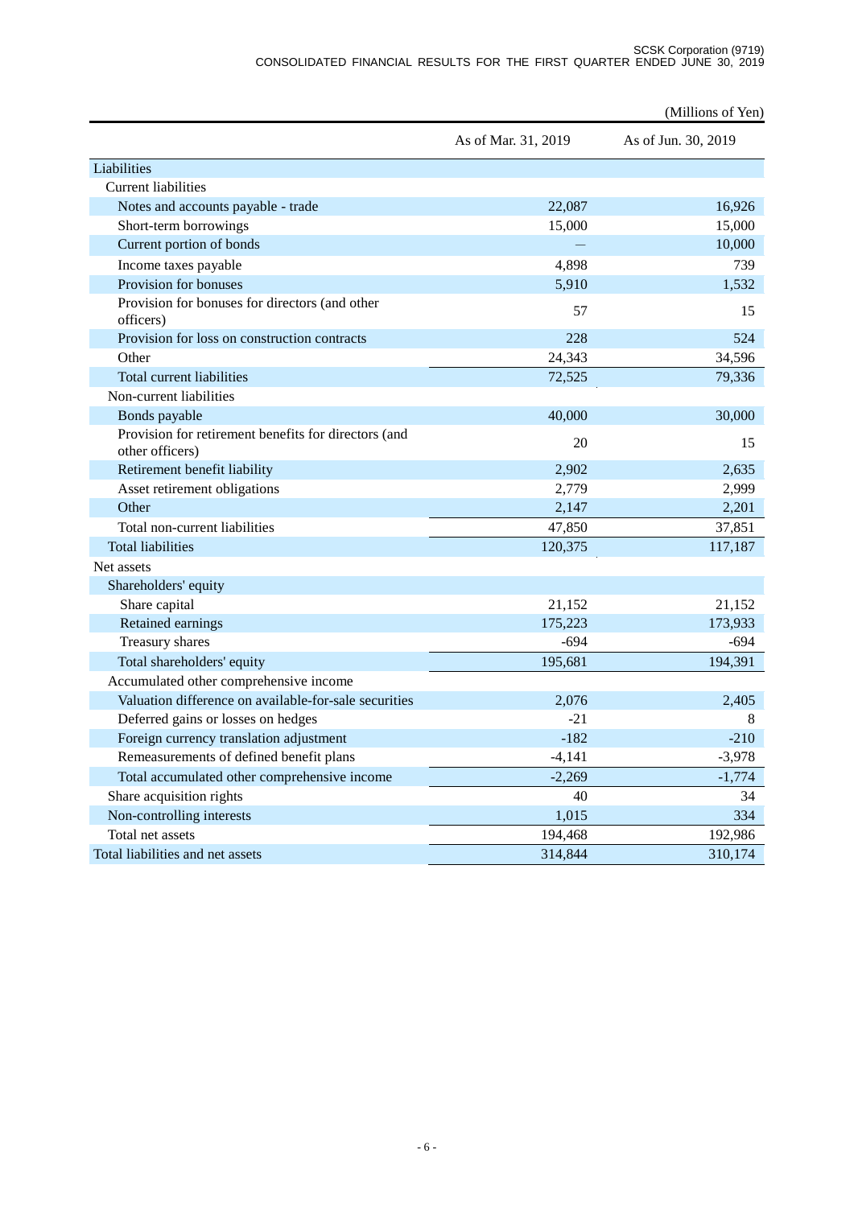(Millions of Yen)

| | As of Mar. 31, 2019 | As of Jun. 30, 2019 |
|---|---|---|
| Liabilities | | |
| Current liabilities | | |
| Notes and accounts payable - trade | 22,087 | 16,926 |
| Short-term borrowings | 15,000 | 15,000 |
| Current portion of bonds | — | 10,000 |
| Income taxes payable | 4,898 | 739 |
| Provision for bonuses | 5,910 | 1,532 |
| Provision for bonuses for directors (and other officers) | 57 | 15 |
| Provision for loss on construction contracts | 228 | 524 |
| Other | 24,343 | 34,596 |
| Total current liabilities | 72,525 | 79,336 |
| Non-current liabilities | | |
| Bonds payable | 40,000 | 30,000 |
| Provision for retirement benefits for directors (and other officers) | 20 | 15 |
| Retirement benefit liability | 2,902 | 2,635 |
| Asset retirement obligations | 2,779 | 2,999 |
| Other | 2,147 | 2,201 |
| Total non-current liabilities | 47,850 | 37,851 |
| Total liabilities | 120,375 | 117,187 |
| Net assets | | |
| Shareholders' equity | | |
| Share capital | 21,152 | 21,152 |
| Retained earnings | 175,223 | 173,933 |
| Treasury shares | -694 | -694 |
| Total shareholders' equity | 195,681 | 194,391 |
| Accumulated other comprehensive income | | |
| Valuation difference on available-for-sale securities | 2,076 | 2,405 |
| Deferred gains or losses on hedges | -21 | 8 |
| Foreign currency translation adjustment | -182 | -210 |
| Remeasurements of defined benefit plans | -4,141 | -3,978 |
| Total accumulated other comprehensive income | -2,269 | -1,774 |
| Share acquisition rights | 40 | 34 |
| Non-controlling interests | 1,015 | 334 |
| Total net assets | 194,468 | 192,986 |
| Total liabilities and net assets | 314,844 | 310,174 |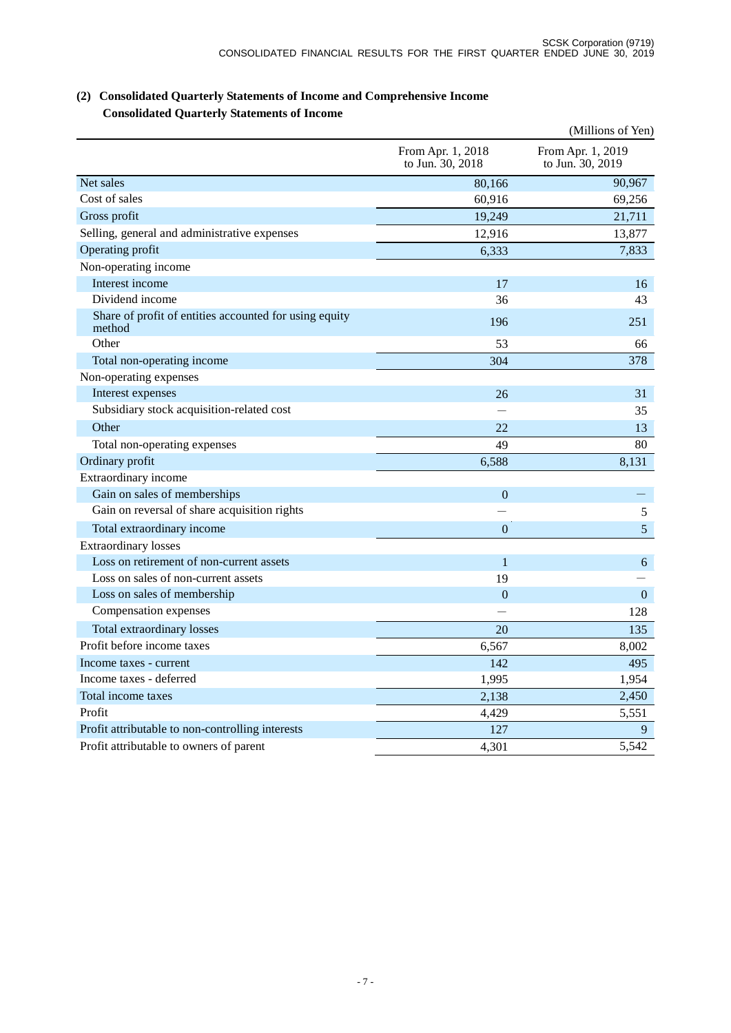## (2) Consolidated Quarterly Statements of Income and Comprehensive Income

### Consolidated Quarterly Statements of Income

(Millions of Yen)

| | From Apr. 1, 2018 to Jun. 30, 2018 | From Apr. 1, 2019 to Jun. 30, 2019 |
|---|---|---|
| Net sales | 80,166 | 90,967 |
| Cost of sales | 60,916 | 69,256 |
| Gross profit | 19,249 | 21,711 |
| Selling, general and administrative expenses | 12,916 | 13,877 |
| Operating profit | 6,333 | 7,833 |
| Non-operating income | | |
| Interest income | 17 | 16 |
| Dividend income | 36 | 43 |
| Share of profit of entities accounted for using equity method | 196 | 251 |
| Other | 53 | 66 |
| Total non-operating income | 304 | 378 |
| Non-operating expenses | | |
| Interest expenses | 26 | 31 |
| Subsidiary stock acquisition-related cost | — | 35 |
| Other | 22 | 13 |
| Total non-operating expenses | 49 | 80 |
| Ordinary profit | 6,588 | 8,131 |
| Extraordinary income | | |
| Gain on sales of memberships | 0 | — |
| Gain on reversal of share acquisition rights | — | 5 |
| Total extraordinary income | 0 | 5 |
| Extraordinary losses | | |
| Loss on retirement of non-current assets | 1 | 6 |
| Loss on sales of non-current assets | 19 | — |
| Loss on sales of membership | 0 | 0 |
| Compensation expenses | — | 128 |
| Total extraordinary losses | 20 | 135 |
| Profit before income taxes | 6,567 | 8,002 |
| Income taxes - current | 142 | 495 |
| Income taxes - deferred | 1,995 | 1,954 |
| Total income taxes | 2,138 | 2,450 |
| Profit | 4,429 | 5,551 |
| Profit attributable to non-controlling interests | 127 | 9 |
| Profit attributable to owners of parent | 4,301 | 5,542 |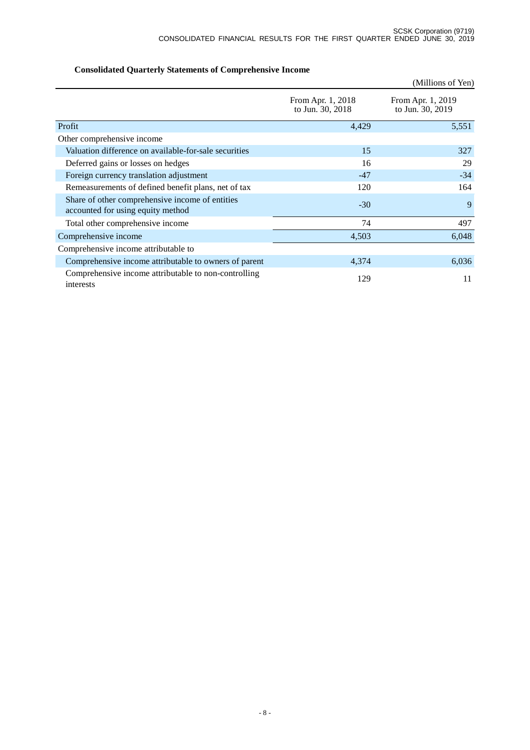### Consolidated Quarterly Statements of Comprehensive Income

(Millions of Yen)

| | From Apr. 1, 2018 to Jun. 30, 2018 | From Apr. 1, 2019 to Jun. 30, 2019 |
|---|---|---|
| Profit | 4,429 | 5,551 |
| Other comprehensive income | | |
| Valuation difference on available-for-sale securities | 15 | 327 |
| Deferred gains or losses on hedges | 16 | 29 |
| Foreign currency translation adjustment | -47 | -34 |
| Remeasurements of defined benefit plans, net of tax | 120 | 164 |
| Share of other comprehensive income of entities accounted for using equity method | -30 | 9 |
| Total other comprehensive income | 74 | 497 |
| Comprehensive income | 4,503 | 6,048 |
| Comprehensive income attributable to | | |
| Comprehensive income attributable to owners of parent | 4,374 | 6,036 |
| Comprehensive income attributable to non-controlling interests | 129 | 11 |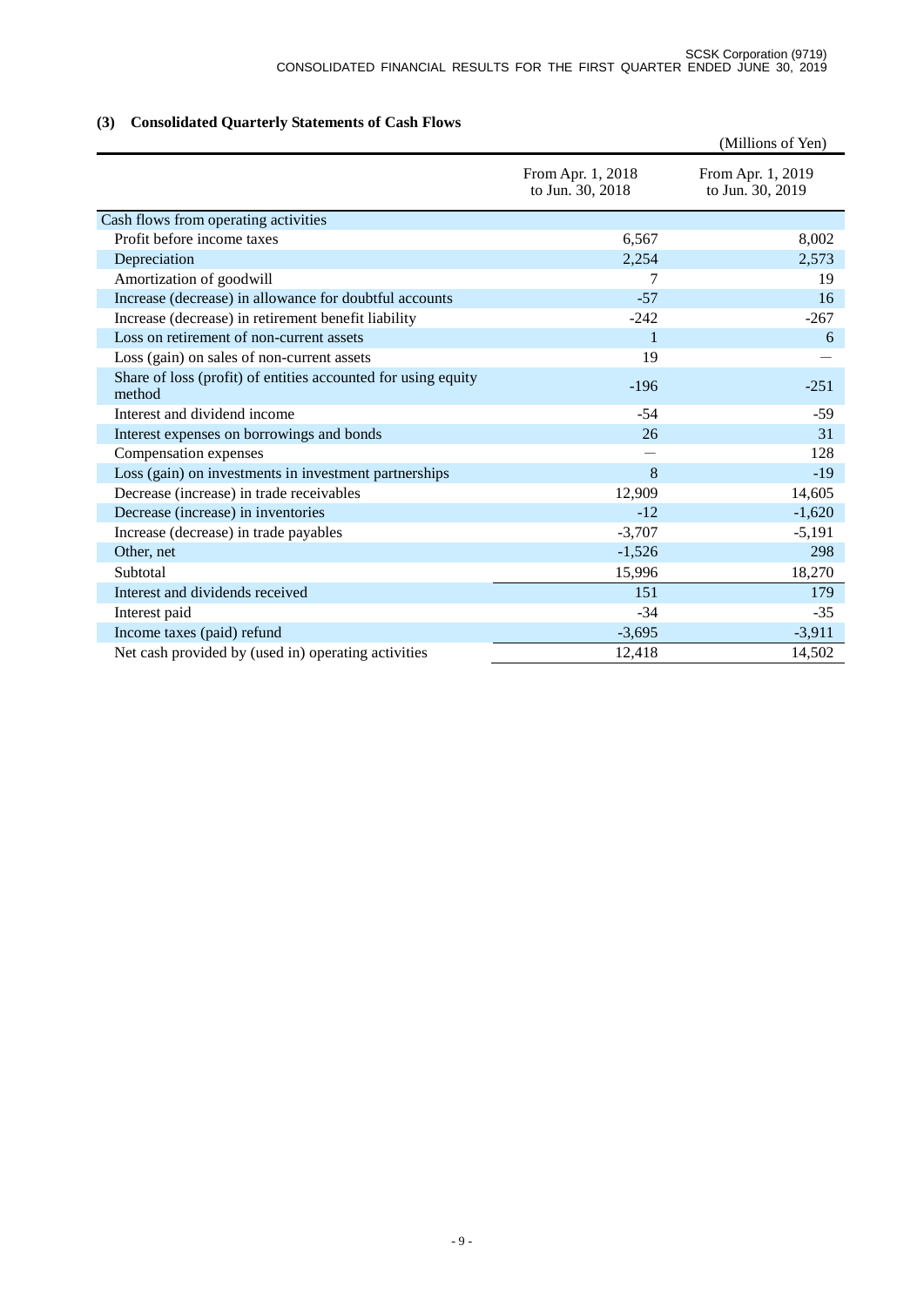### (3) Consolidated Quarterly Statements of Cash Flows

(Millions of Yen)

| | From Apr. 1, 2018 to Jun. 30, 2018 | From Apr. 1, 2019 to Jun. 30, 2019 |
|---|---|---|
| Cash flows from operating activities | | |
| Profit before income taxes | 6,567 | 8,002 |
| Depreciation | 2,254 | 2,573 |
| Amortization of goodwill | 7 | 19 |
| Increase (decrease) in allowance for doubtful accounts | -57 | 16 |
| Increase (decrease) in retirement benefit liability | -242 | -267 |
| Loss on retirement of non-current assets | 1 | 6 |
| Loss (gain) on sales of non-current assets | 19 | — |
| Share of loss (profit) of entities accounted for using equity method | -196 | -251 |
| Interest and dividend income | -54 | -59 |
| Interest expenses on borrowings and bonds | 26 | 31 |
| Compensation expenses | — | 128 |
| Loss (gain) on investments in investment partnerships | 8 | -19 |
| Decrease (increase) in trade receivables | 12,909 | 14,605 |
| Decrease (increase) in inventories | -12 | -1,620 |
| Increase (decrease) in trade payables | -3,707 | -5,191 |
| Other, net | -1,526 | 298 |
| Subtotal | 15,996 | 18,270 |
| Interest and dividends received | 151 | 179 |
| Interest paid | -34 | -35 |
| Income taxes (paid) refund | -3,695 | -3,911 |
| Net cash provided by (used in) operating activities | 12,418 | 14,502 |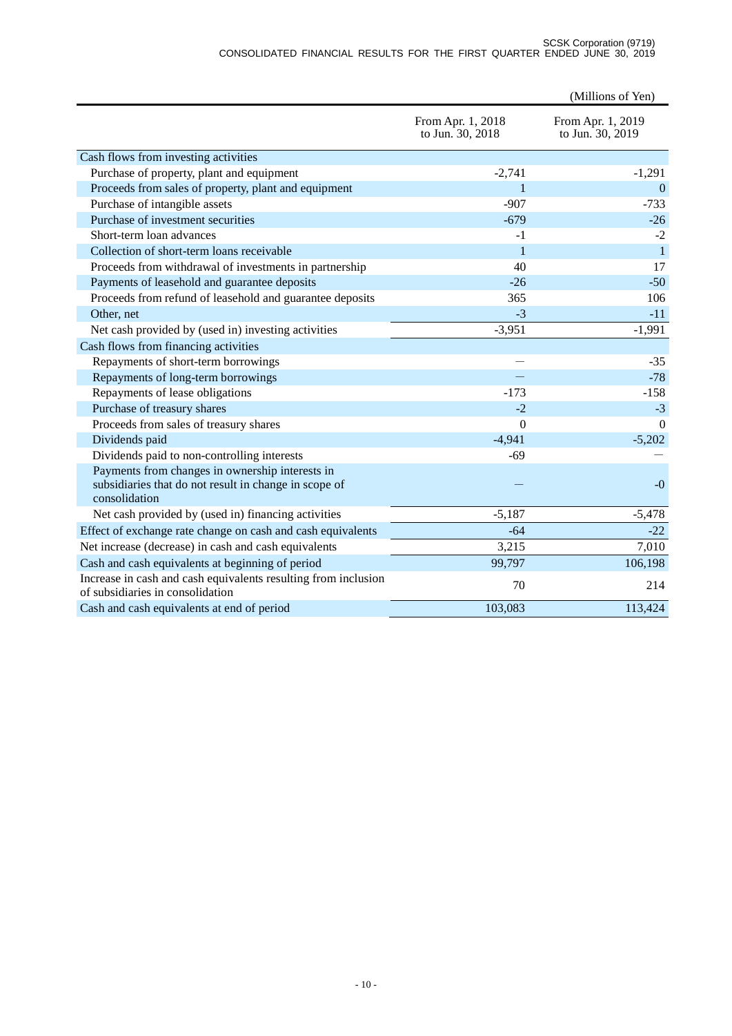(Millions of Yen)

| | From Apr. 1, 2018 to Jun. 30, 2018 | From Apr. 1, 2019 to Jun. 30, 2019 |
|---|---|---|
| Cash flows from investing activities | | |
| Purchase of property, plant and equipment | -2,741 | -1,291 |
| Proceeds from sales of property, plant and equipment | 1 | 0 |
| Purchase of intangible assets | -907 | -733 |
| Purchase of investment securities | -679 | -26 |
| Short-term loan advances | -1 | -2 |
| Collection of short-term loans receivable | 1 | 1 |
| Proceeds from withdrawal of investments in partnership | 40 | 17 |
| Payments of leasehold and guarantee deposits | -26 | -50 |
| Proceeds from refund of leasehold and guarantee deposits | 365 | 106 |
| Other, net | -3 | -11 |
| Net cash provided by (used in) investing activities | -3,951 | -1,991 |
| Cash flows from financing activities | | |
| Repayments of short-term borrowings | — | -35 |
| Repayments of long-term borrowings | — | -78 |
| Repayments of lease obligations | -173 | -158 |
| Purchase of treasury shares | -2 | -3 |
| Proceeds from sales of treasury shares | 0 | 0 |
| Dividends paid | -4,941 | -5,202 |
| Dividends paid to non-controlling interests | -69 | — |
| Payments from changes in ownership interests in subsidiaries that do not result in change in scope of consolidation | — | -0 |
| Net cash provided by (used in) financing activities | -5,187 | -5,478 |
| Effect of exchange rate change on cash and cash equivalents | -64 | -22 |
| Net increase (decrease) in cash and cash equivalents | 3,215 | 7,010 |
| Cash and cash equivalents at beginning of period | 99,797 | 106,198 |
| Increase in cash and cash equivalents resulting from inclusion of subsidiaries in consolidation | 70 | 214 |
| Cash and cash equivalents at end of period | 103,083 | 113,424 |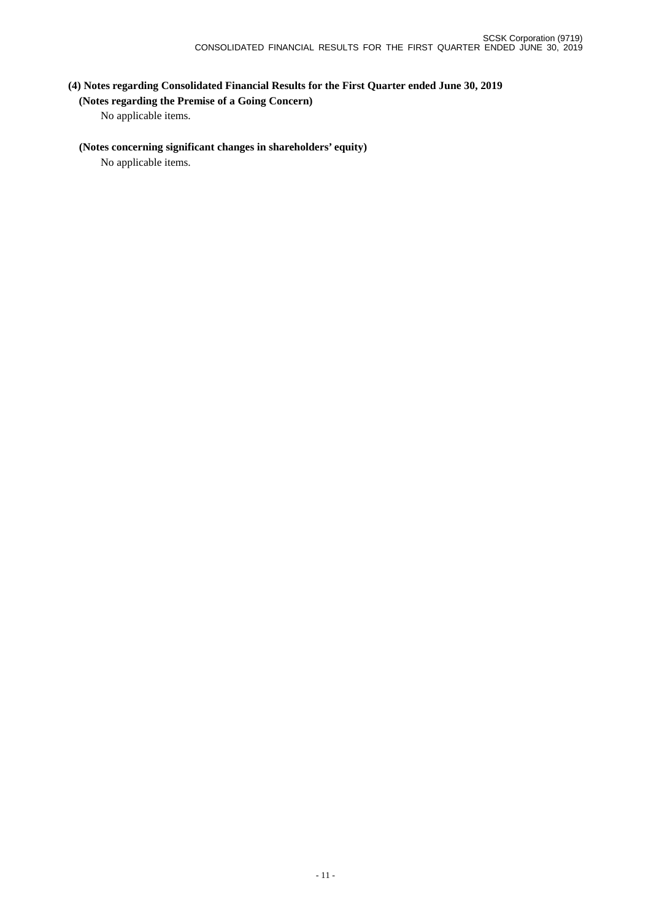### (4) Notes regarding Consolidated Financial Results for the First Quarter ended June 30, 2019

#### (Notes regarding the Premise of a Going Concern)

No applicable items.

#### (Notes concerning significant changes in shareholders' equity)

No applicable items.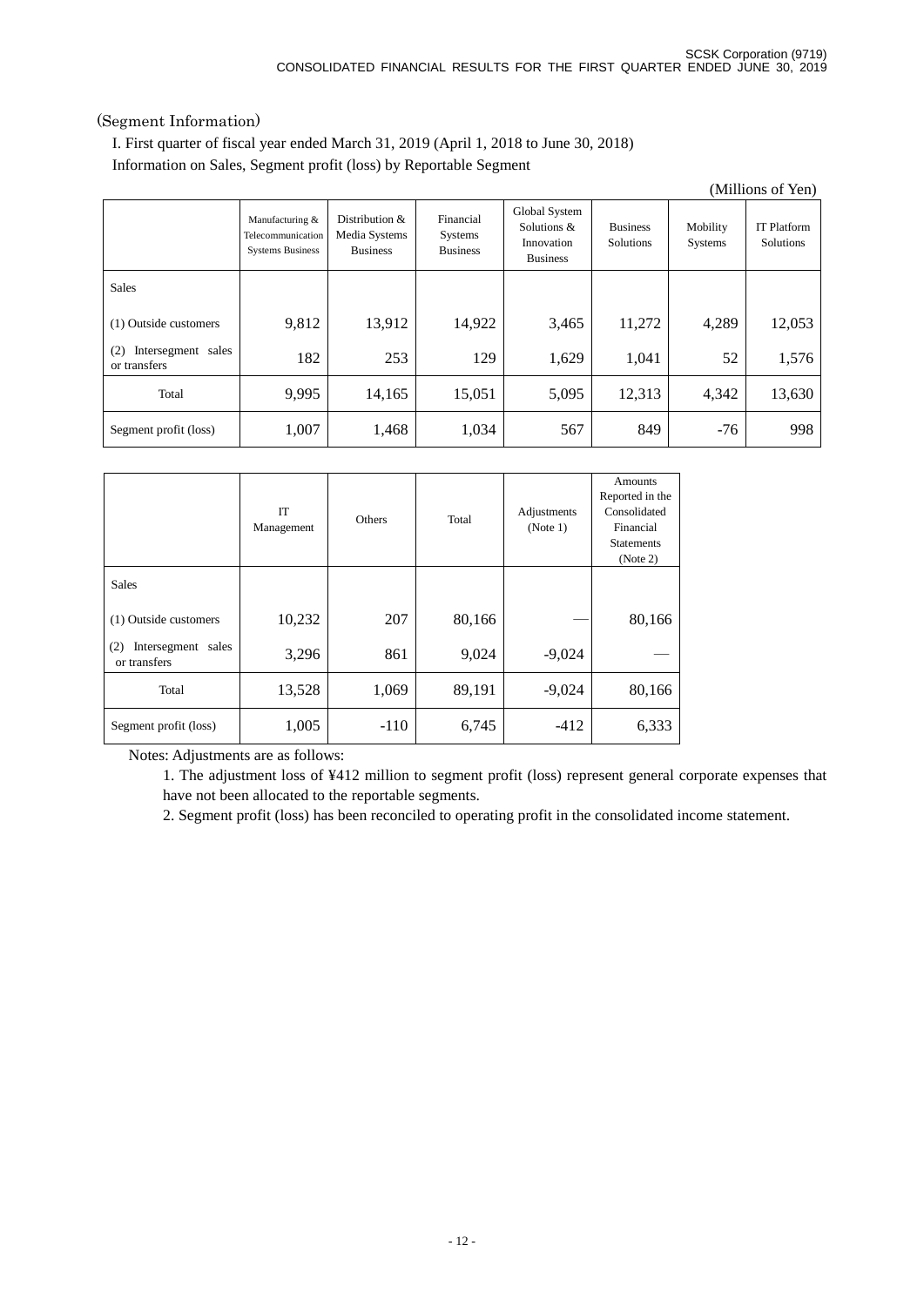(Segment Information)

I. First quarter of fiscal year ended March 31, 2019 (April 1, 2018 to June 30, 2018)

Information on Sales, Segment profit (loss) by Reportable Segment

(Millions of Yen)

| | Manufacturing & Telecommunication Systems Business | Distribution & Media Systems Business | Financial Systems Business | Global System Solutions & Innovation Business | Business Solutions | Mobility Systems | IT Platform Solutions |
|---|---|---|---|---|---|---|---|
| Sales | | | | | | | |
| (1) Outside customers | 9,812 | 13,912 | 14,922 | 3,465 | 11,272 | 4,289 | 12,053 |
| (2) Intersegment sales or transfers | 182 | 253 | 129 | 1,629 | 1,041 | 52 | 1,576 |
| Total | 9,995 | 14,165 | 15,051 | 5,095 | 12,313 | 4,342 | 13,630 |
| Segment profit (loss) | 1,007 | 1,468 | 1,034 | 567 | 849 | -76 | 998 |

| | IT Management | Others | Total | Adjustments (Note 1) | Amounts Reported in the Consolidated Financial Statements (Note 2) |
|---|---|---|---|---|---|
| Sales | | | | | |
| (1) Outside customers | 10,232 | 207 | 80,166 | — | 80,166 |
| (2) Intersegment sales or transfers | 3,296 | 861 | 9,024 | -9,024 | — |
| Total | 13,528 | 1,069 | 89,191 | -9,024 | 80,166 |
| Segment profit (loss) | 1,005 | -110 | 6,745 | -412 | 6,333 |

Notes: Adjustments are as follows:

1. The adjustment loss of ¥412 million to segment profit (loss) represent general corporate expenses that have not been allocated to the reportable segments.
2. Segment profit (loss) has been reconciled to operating profit in the consolidated income statement.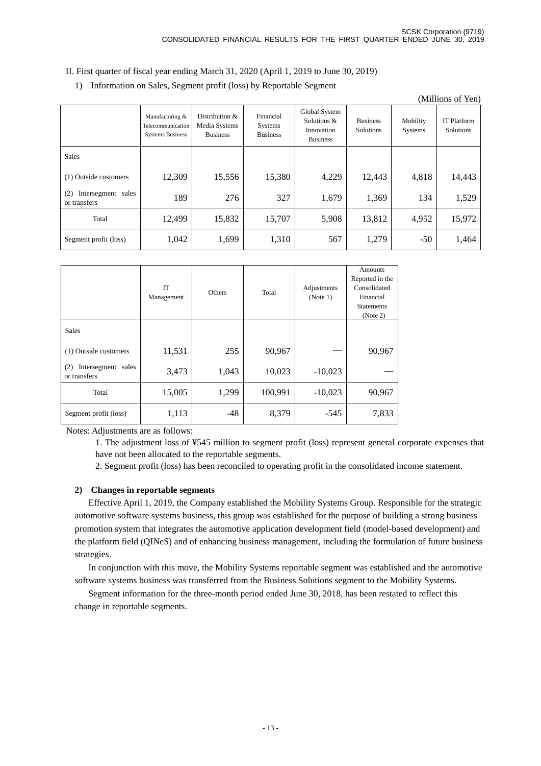II. First quarter of fiscal year ending March 31, 2020 (April 1, 2019 to June 30, 2019)

1) Information on Sales, Segment profit (loss) by Reportable Segment

(Millions of Yen)

| | Manufacturing & Telecommunication Systems Business | Distribution & Media Systems Business | Financial Systems Business | Global System Solutions & Innovation Business | Business Solutions | Mobility Systems | IT Platform Solutions |
|---|---|---|---|---|---|---|---|
| Sales | | | | | | | |
| (1) Outside customers | 12,309 | 15,556 | 15,380 | 4,229 | 12,443 | 4,818 | 14,443 |
| (2) Intersegment sales or transfers | 189 | 276 | 327 | 1,679 | 1,369 | 134 | 1,529 |
| Total | 12,499 | 15,832 | 15,707 | 5,908 | 13,812 | 4,952 | 15,972 |
| Segment profit (loss) | 1,042 | 1,699 | 1,310 | 567 | 1,279 | -50 | 1,464 |

| | IT Management | Others | Total | Adjustments (Note 1) | Amounts Reported in the Consolidated Financial Statements (Note 2) |
|---|---|---|---|---|---|
| Sales | | | | | |
| (1) Outside customers | 11,531 | 255 | 90,967 | — | 90,967 |
| (2) Intersegment sales or transfers | 3,473 | 1,043 | 10,023 | -10,023 | — |
| Total | 15,005 | 1,299 | 100,991 | -10,023 | 90,967 |
| Segment profit (loss) | 1,113 | -48 | 8,379 | -545 | 7,833 |

Notes: Adjustments are as follows:

1. The adjustment loss of ¥545 million to segment profit (loss) represent general corporate expenses that have not been allocated to the reportable segments.
2. Segment profit (loss) has been reconciled to operating profit in the consolidated income statement.

**2) Changes in reportable segments**

Effective April 1, 2019, the Company established the Mobility Systems Group. Responsible for the strategic automotive software systems business, this group was established for the purpose of building a strong business promotion system that integrates the automotive application development field (model-based development) and the platform field (QINeS) and of enhancing business management, including the formulation of future business strategies.

In conjunction with this move, the Mobility Systems reportable segment was established and the automotive software systems business was transferred from the Business Solutions segment to the Mobility Systems.

Segment information for the three-month period ended June 30, 2018, has been restated to reflect this change in reportable segments.